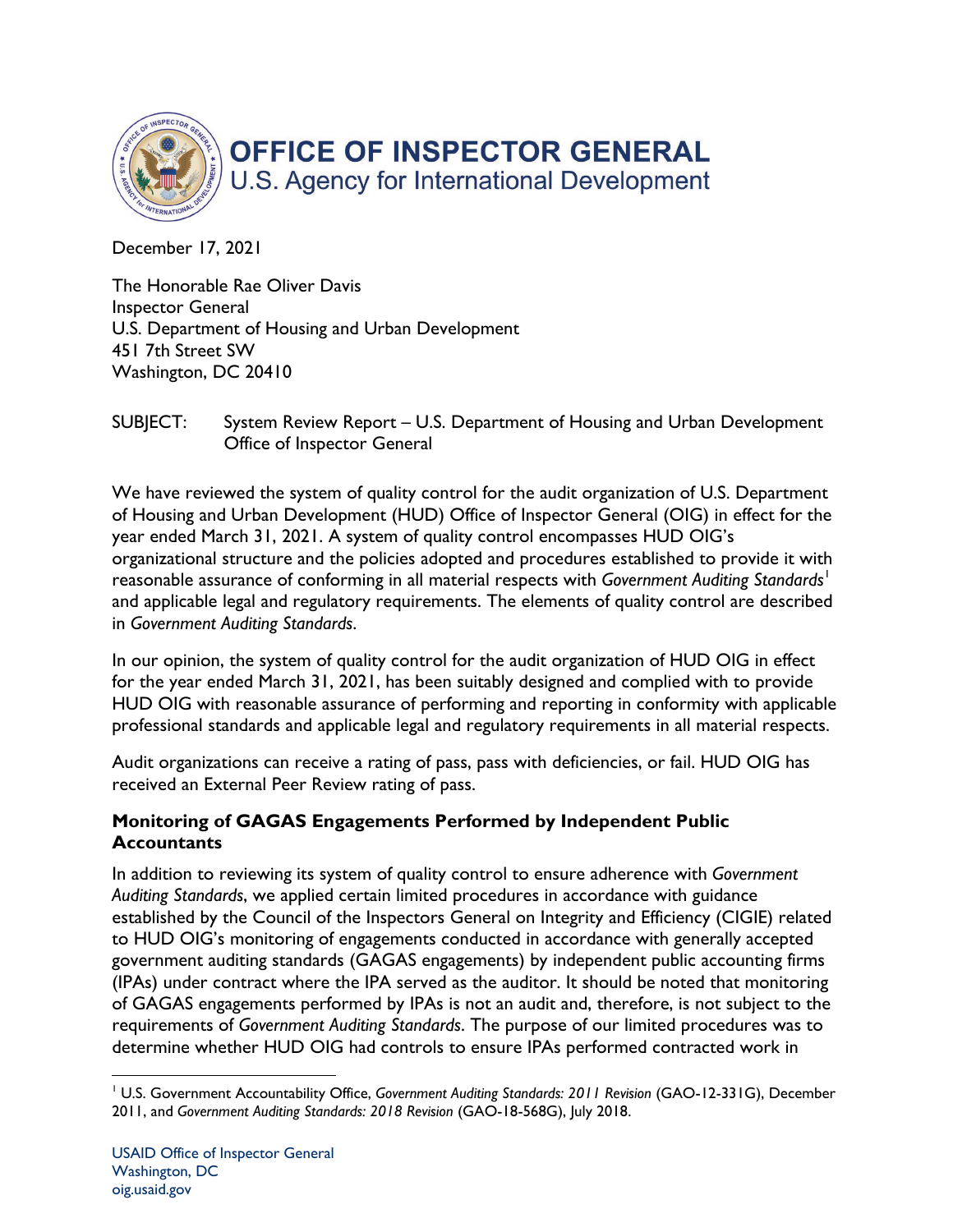# OFFICE OF INSPECTOR GENERAL
U.S. Agency for International Development

December 17, 2021

The Honorable Rae Oliver Davis
Inspector General
U.S. Department of Housing and Urban Development
451 7th Street SW
Washington, DC 20410

SUBJECT: System Review Report – U.S. Department of Housing and Urban Development Office of Inspector General

We have reviewed the system of quality control for the audit organization of U.S. Department of Housing and Urban Development (HUD) Office of Inspector General (OIG) in effect for the year ended March 31, 2021. A system of quality control encompasses HUD OIG's organizational structure and the policies adopted and procedures established to provide it with reasonable assurance of conforming in all material respects with *Government Auditing Standards*[1] and applicable legal and regulatory requirements. The elements of quality control are described in *Government Auditing Standards*.

In our opinion, the system of quality control for the audit organization of HUD OIG in effect for the year ended March 31, 2021, has been suitably designed and complied with to provide HUD OIG with reasonable assurance of performing and reporting in conformity with applicable professional standards and applicable legal and regulatory requirements in all material respects.

Audit organizations can receive a rating of pass, pass with deficiencies, or fail. HUD OIG has received an External Peer Review rating of pass.

**Monitoring of GAGAS Engagements Performed by Independent Public Accountants**

In addition to reviewing its system of quality control to ensure adherence with *Government Auditing Standards*, we applied certain limited procedures in accordance with guidance established by the Council of the Inspectors General on Integrity and Efficiency (CIGIE) related to HUD OIG's monitoring of engagements conducted in accordance with generally accepted government auditing standards (GAGAS engagements) by independent public accounting firms (IPAs) under contract where the IPA served as the auditor. It should be noted that monitoring of GAGAS engagements performed by IPAs is not an audit and, therefore, is not subject to the requirements of *Government Auditing Standards*. The purpose of our limited procedures was to determine whether HUD OIG had controls to ensure IPAs performed contracted work in

[1] U.S. Government Accountability Office, *Government Auditing Standards: 2011 Revision* (GAO-12-331G), December 2011, and *Government Auditing Standards: 2018 Revision* (GAO-18-568G), July 2018.

USAID Office of Inspector General
Washington, DC
oig.usaid.gov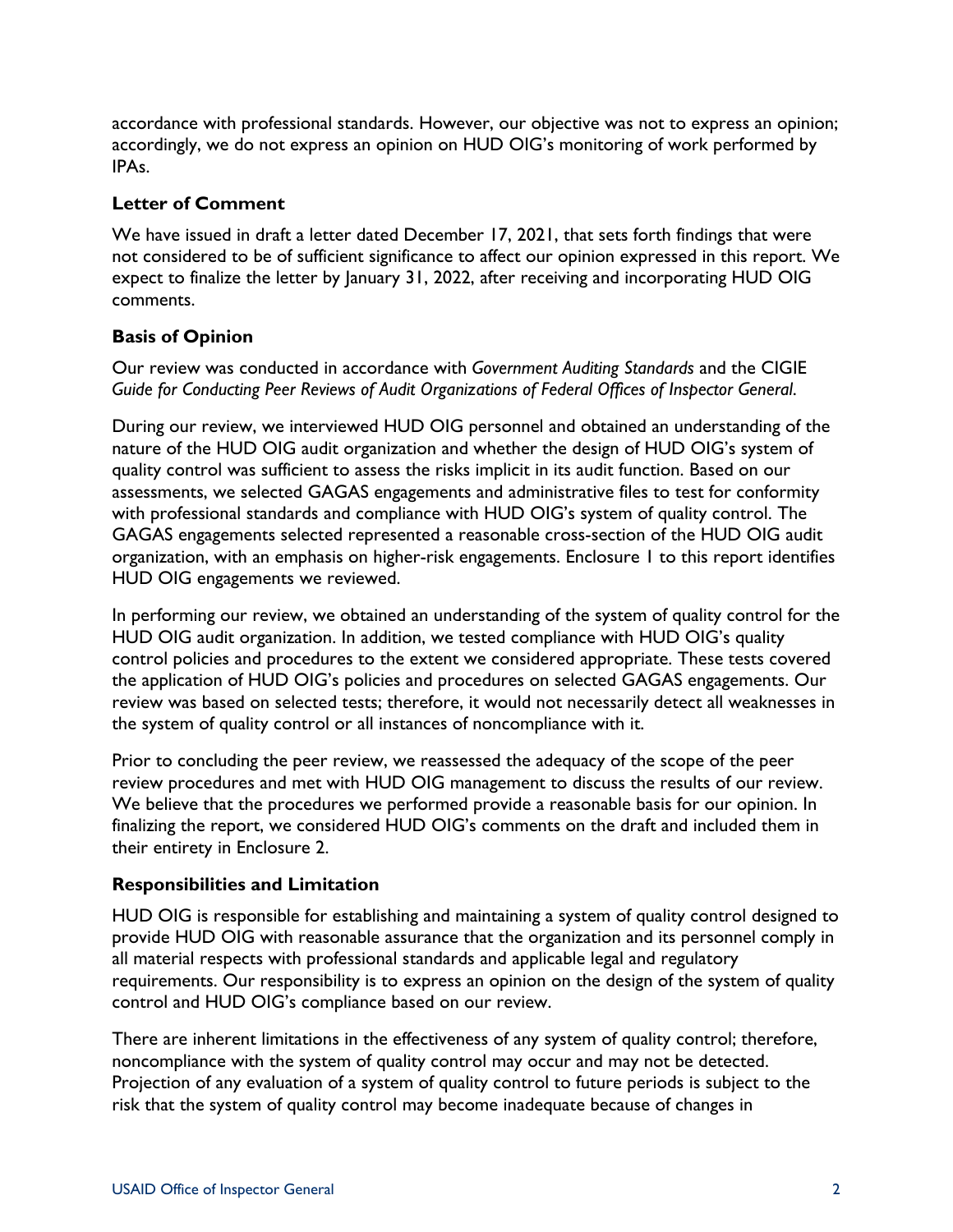accordance with professional standards. However, our objective was not to express an opinion; accordingly, we do not express an opinion on HUD OIG's monitoring of work performed by IPAs.

### Letter of Comment

We have issued in draft a letter dated December 17, 2021, that sets forth findings that were not considered to be of sufficient significance to affect our opinion expressed in this report. We expect to finalize the letter by January 31, 2022, after receiving and incorporating HUD OIG comments.

### Basis of Opinion

Our review was conducted in accordance with *Government Auditing Standards* and the CIGIE *Guide for Conducting Peer Reviews of Audit Organizations of Federal Offices of Inspector General*.

During our review, we interviewed HUD OIG personnel and obtained an understanding of the nature of the HUD OIG audit organization and whether the design of HUD OIG's system of quality control was sufficient to assess the risks implicit in its audit function. Based on our assessments, we selected GAGAS engagements and administrative files to test for conformity with professional standards and compliance with HUD OIG's system of quality control. The GAGAS engagements selected represented a reasonable cross-section of the HUD OIG audit organization, with an emphasis on higher-risk engagements. Enclosure 1 to this report identifies HUD OIG engagements we reviewed.

In performing our review, we obtained an understanding of the system of quality control for the HUD OIG audit organization. In addition, we tested compliance with HUD OIG's quality control policies and procedures to the extent we considered appropriate. These tests covered the application of HUD OIG's policies and procedures on selected GAGAS engagements. Our review was based on selected tests; therefore, it would not necessarily detect all weaknesses in the system of quality control or all instances of noncompliance with it.

Prior to concluding the peer review, we reassessed the adequacy of the scope of the peer review procedures and met with HUD OIG management to discuss the results of our review. We believe that the procedures we performed provide a reasonable basis for our opinion. In finalizing the report, we considered HUD OIG's comments on the draft and included them in their entirety in Enclosure 2.

### Responsibilities and Limitation

HUD OIG is responsible for establishing and maintaining a system of quality control designed to provide HUD OIG with reasonable assurance that the organization and its personnel comply in all material respects with professional standards and applicable legal and regulatory requirements. Our responsibility is to express an opinion on the design of the system of quality control and HUD OIG's compliance based on our review.

There are inherent limitations in the effectiveness of any system of quality control; therefore, noncompliance with the system of quality control may occur and may not be detected. Projection of any evaluation of a system of quality control to future periods is subject to the risk that the system of quality control may become inadequate because of changes in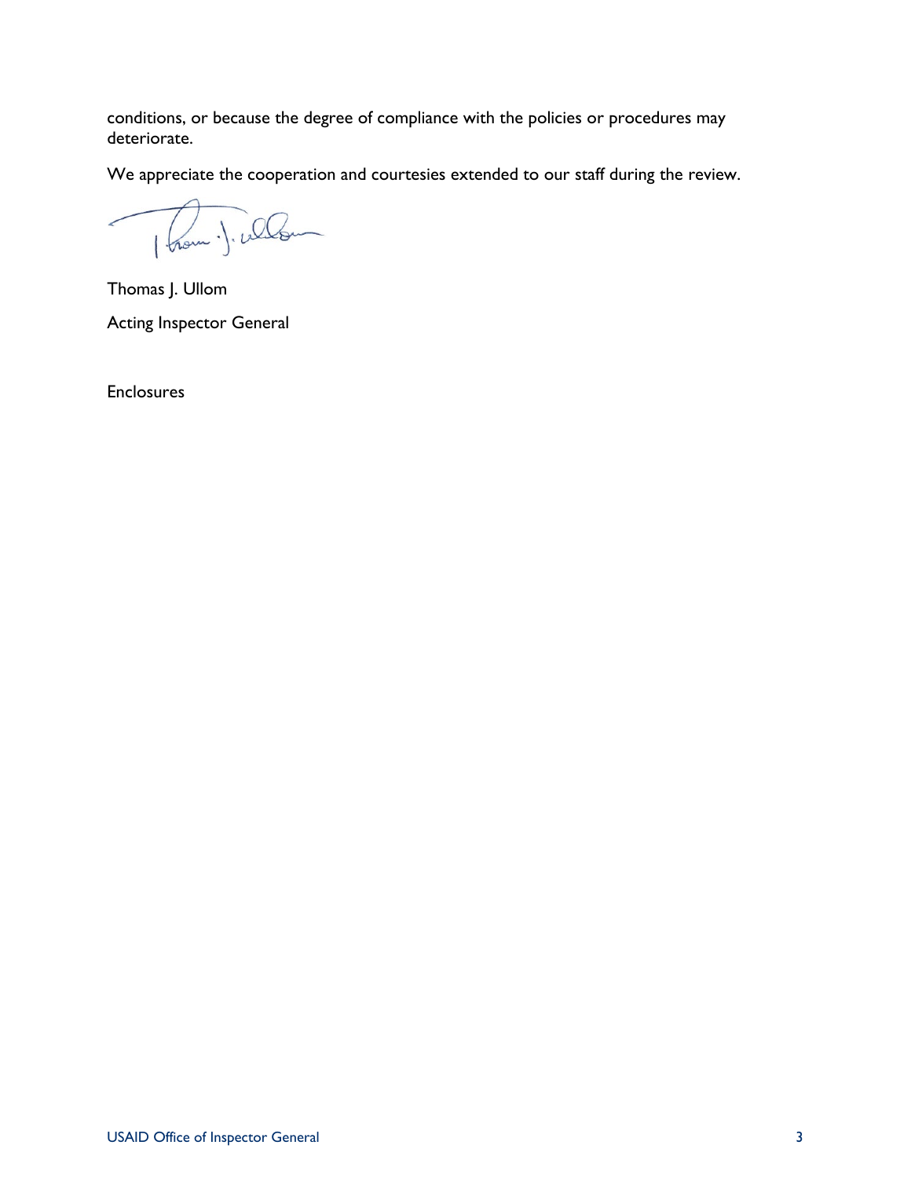conditions, or because the degree of compliance with the policies or procedures may deteriorate.

We appreciate the cooperation and courtesies extended to our staff during the review.

Thomas J. Ullom

Acting Inspector General

Enclosures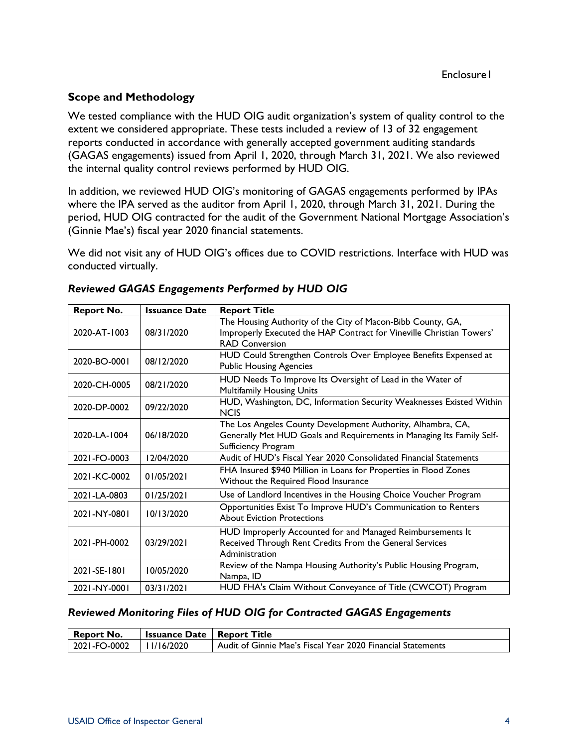Enclosure1

## Scope and Methodology

We tested compliance with the HUD OIG audit organization's system of quality control to the extent we considered appropriate. These tests included a review of 13 of 32 engagement reports conducted in accordance with generally accepted government auditing standards (GAGAS engagements) issued from April 1, 2020, through March 31, 2021. We also reviewed the internal quality control reviews performed by HUD OIG.

In addition, we reviewed HUD OIG's monitoring of GAGAS engagements performed by IPAs where the IPA served as the auditor from April 1, 2020, through March 31, 2021. During the period, HUD OIG contracted for the audit of the Government National Mortgage Association's (Ginnie Mae's) fiscal year 2020 financial statements.

We did not visit any of HUD OIG's offices due to COVID restrictions. Interface with HUD was conducted virtually.

### *Reviewed GAGAS Engagements Performed by HUD OIG*

| Report No. | Issuance Date | Report Title |
|---|---|---|
| 2020-AT-1003 | 08/31/2020 | The Housing Authority of the City of Macon-Bibb County, GA, Improperly Executed the HAP Contract for Vineville Christian Towers' RAD Conversion |
| 2020-BO-0001 | 08/12/2020 | HUD Could Strengthen Controls Over Employee Benefits Expensed at Public Housing Agencies |
| 2020-CH-0005 | 08/21/2020 | HUD Needs To Improve Its Oversight of Lead in the Water of Multifamily Housing Units |
| 2020-DP-0002 | 09/22/2020 | HUD, Washington, DC, Information Security Weaknesses Existed Within NCIS |
| 2020-LA-1004 | 06/18/2020 | The Los Angeles County Development Authority, Alhambra, CA, Generally Met HUD Goals and Requirements in Managing Its Family Self-Sufficiency Program |
| 2021-FO-0003 | 12/04/2020 | Audit of HUD's Fiscal Year 2020 Consolidated Financial Statements |
| 2021-KC-0002 | 01/05/2021 | FHA Insured $940 Million in Loans for Properties in Flood Zones Without the Required Flood Insurance |
| 2021-LA-0803 | 01/25/2021 | Use of Landlord Incentives in the Housing Choice Voucher Program |
| 2021-NY-0801 | 10/13/2020 | Opportunities Exist To Improve HUD's Communication to Renters About Eviction Protections |
| 2021-PH-0002 | 03/29/2021 | HUD Improperly Accounted for and Managed Reimbursements It Received Through Rent Credits From the General Services Administration |
| 2021-SE-1801 | 10/05/2020 | Review of the Nampa Housing Authority's Public Housing Program, Nampa, ID |
| 2021-NY-0001 | 03/31/2021 | HUD FHA's Claim Without Conveyance of Title (CWCOT) Program |

### *Reviewed Monitoring Files of HUD OIG for Contracted GAGAS Engagements*

| Report No. | Issuance Date | Report Title |
|---|---|---|
| 2021-FO-0002 | 11/16/2020 | Audit of Ginnie Mae's Fiscal Year 2020 Financial Statements |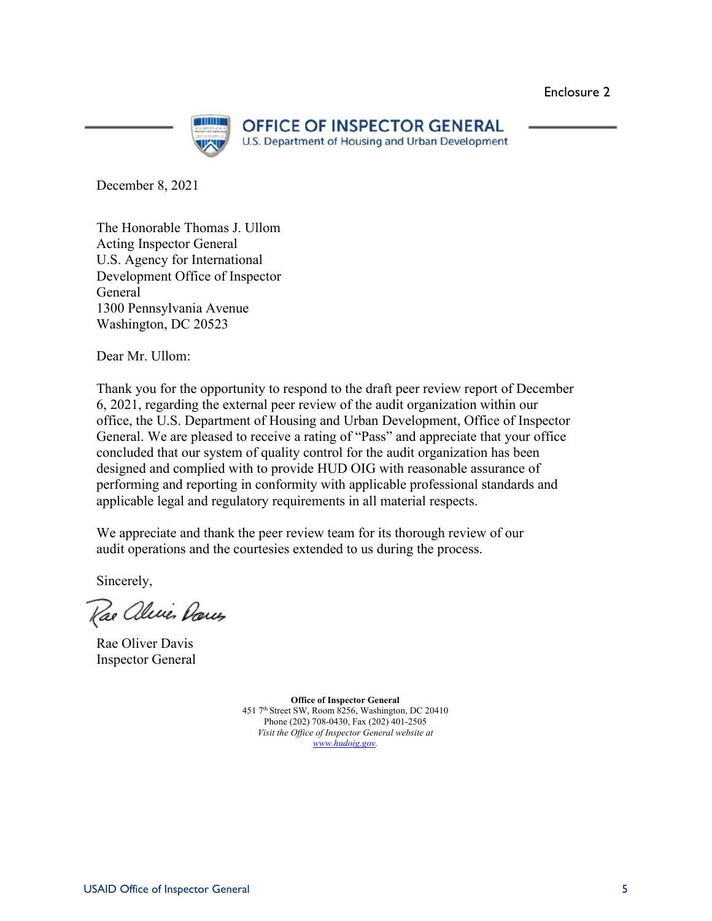Enclosure 2

**OFFICE OF INSPECTOR GENERAL**
U.S. Department of Housing and Urban Development

December 8, 2021

The Honorable Thomas J. Ullom
Acting Inspector General
U.S. Agency for International
Development Office of Inspector
General
1300 Pennsylvania Avenue
Washington, DC 20523

Dear Mr. Ullom:

Thank you for the opportunity to respond to the draft peer review report of December 6, 2021, regarding the external peer review of the audit organization within our office, the U.S. Department of Housing and Urban Development, Office of Inspector General. We are pleased to receive a rating of "Pass" and appreciate that your office concluded that our system of quality control for the audit organization has been designed and complied with to provide HUD OIG with reasonable assurance of performing and reporting in conformity with applicable professional standards and applicable legal and regulatory requirements in all material respects.

We appreciate and thank the peer review team for its thorough review of our audit operations and the courtesies extended to us during the process.

Sincerely,

Rae Oliver Davis
Inspector General

**Office of Inspector General**
451 7th Street SW, Room 8256, Washington, DC 20410
Phone (202) 708-0430, Fax (202) 401-2505
*Visit the Office of Inspector General website at* *www.hudoig.gov.*